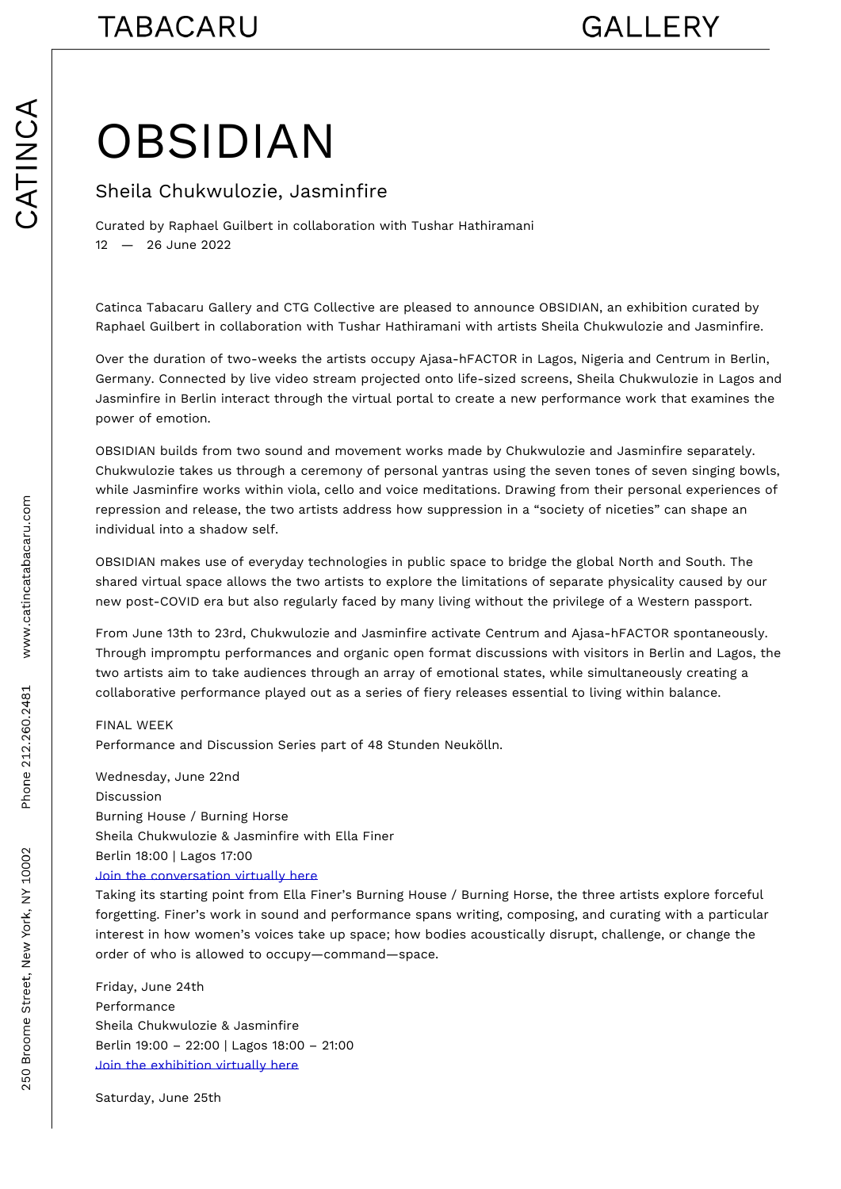# OBSIDIAN

## Sheila Chukwulozie, Jasminfire

Curated by Raphael Guilbert in collaboration with Tushar Hathiramani
12 — 26 June 2022

Catinca Tabacaru Gallery and CTG Collective are pleased to announce OBSIDIAN, an exhibition curated by Raphael Guilbert in collaboration with Tushar Hathiramani with artists Sheila Chukwulozie and Jasminfire.

Over the duration of two-weeks the artists occupy Ajasa-hFACTOR in Lagos, Nigeria and Centrum in Berlin, Germany. Connected by live video stream projected onto life-sized screens, Sheila Chukwulozie in Lagos and Jasminfire in Berlin interact through the virtual portal to create a new performance work that examines the power of emotion.

OBSIDIAN builds from two sound and movement works made by Chukwulozie and Jasminfire separately. Chukwulozie takes us through a ceremony of personal yantras using the seven tones of seven singing bowls, while Jasminfire works within viola, cello and voice meditations. Drawing from their personal experiences of repression and release, the two artists address how suppression in a "society of niceties" can shape an individual into a shadow self.

OBSIDIAN makes use of everyday technologies in public space to bridge the global North and South. The shared virtual space allows the two artists to explore the limitations of separate physicality caused by our new post-COVID era but also regularly faced by many living without the privilege of a Western passport.

From June 13th to 23rd, Chukwulozie and Jasminfire activate Centrum and Ajasa-hFACTOR spontaneously. Through impromptu performances and organic open format discussions with visitors in Berlin and Lagos, the two artists aim to take audiences through an array of emotional states, while simultaneously creating a collaborative performance played out as a series of fiery releases essential to living within balance.

FINAL WEEK
Performance and Discussion Series part of 48 Stunden Neukölln.

Wednesday, June 22nd
Discussion
Burning House / Burning Horse
Sheila Chukwulozie & Jasminfire with Ella Finer
Berlin 18:00 | Lagos 17:00
Join the conversation virtually here
Taking its starting point from Ella Finer's Burning House / Burning Horse, the three artists explore forceful forgetting. Finer's work in sound and performance spans writing, composing, and curating with a particular interest in how women's voices take up space; how bodies acoustically disrupt, challenge, or change the order of who is allowed to occupy—command—space.

Friday, June 24th
Performance
Sheila Chukwulozie & Jasminfire
Berlin 19:00 – 22:00 | Lagos 18:00 – 21:00
Join the exhibition virtually here

Saturday, June 25th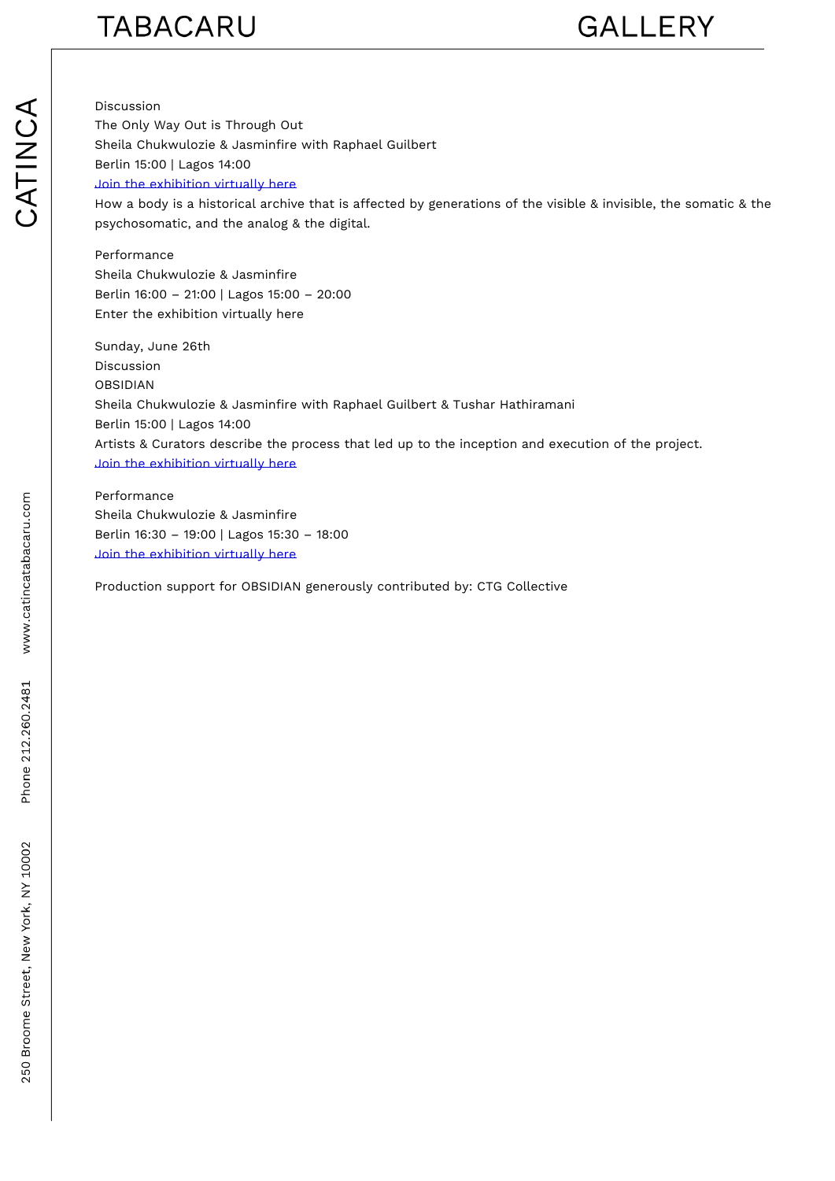Discussion
The Only Way Out is Through Out
Sheila Chukwulozie & Jasminfire with Raphael Guilbert
Berlin 15:00 | Lagos 14:00
Join the exhibition virtually here
How a body is a historical archive that is affected by generations of the visible & invisible, the somatic & the psychosomatic, and the analog & the digital.

Performance
Sheila Chukwulozie & Jasminfire
Berlin 16:00 – 21:00 | Lagos 15:00 – 20:00
Enter the exhibition virtually here

Sunday, June 26th
Discussion
OBSIDIAN
Sheila Chukwulozie & Jasminfire with Raphael Guilbert & Tushar Hathiramani
Berlin 15:00 | Lagos 14:00
Artists & Curators describe the process that led up to the inception and execution of the project.
Join the exhibition virtually here

Performance
Sheila Chukwulozie & Jasminfire
Berlin 16:30 – 19:00 | Lagos 15:30 – 18:00
Join the exhibition virtually here

Production support for OBSIDIAN generously contributed by: CTG Collective